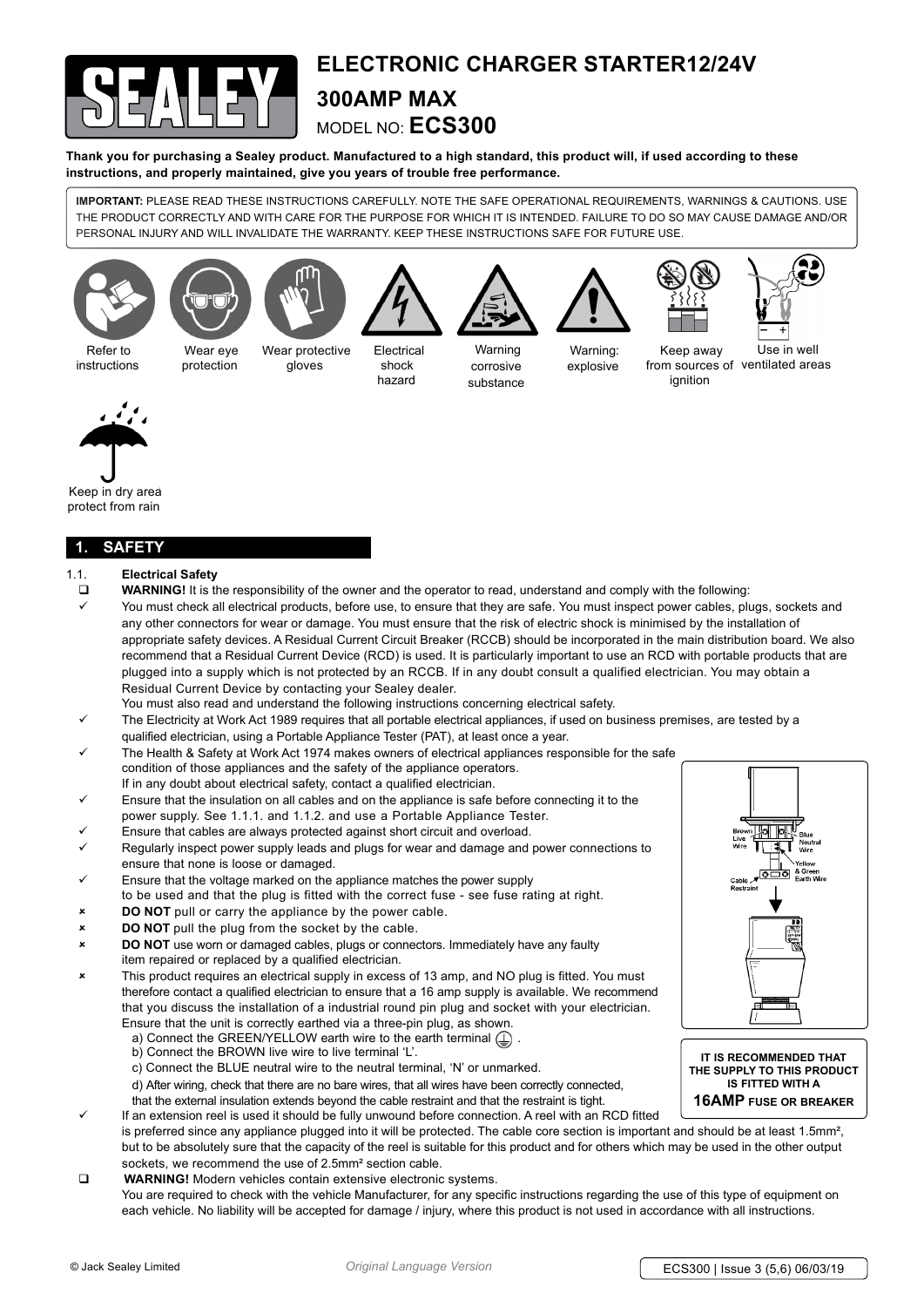# ELECTRONIC CHARGER STARTER12/24V

## 300AMP MAX

MODEL NO: **ECS300**

**Thank you for purchasing a Sealey product. Manufactured to a high standard, this product will, if used according to these instructions, and properly maintained, give you years of trouble free performance.**

**IMPORTANT:** PLEASE READ THESE INSTRUCTIONS CAREFULLY. NOTE THE SAFE OPERATIONAL REQUIREMENTS, WARNINGS & CAUTIONS. USE THE PRODUCT CORRECTLY AND WITH CARE FOR THE PURPOSE FOR WHICH IT IS INTENDED. FAILURE TO DO SO MAY CAUSE DAMAGE AND/OR PERSONAL INJURY AND WILL INVALIDATE THE WARRANTY. KEEP THESE INSTRUCTIONS SAFE FOR FUTURE USE.

Refer to instructions | Wear eye protection | Wear protective gloves | Electrical shock hazard | Warning corrosive substance | Warning: explosive | Keep away from sources of ignition | Use in well ventilated areas | Keep in dry area protect from rain

## 1. SAFETY

### 1.1. Electrical Safety

- ☐ **WARNING!** It is the responsibility of the owner and the operator to read, understand and comply with the following:
- ✓ You must check all electrical products, before use, to ensure that they are safe. You must inspect power cables, plugs, sockets and any other connectors for wear or damage. You must ensure that the risk of electric shock is minimised by the installation of appropriate safety devices. A Residual Current Circuit Breaker (RCCB) should be incorporated in the main distribution board. We also recommend that a Residual Current Device (RCD) is used. It is particularly important to use an RCD with portable products that are plugged into a supply which is not protected by an RCCB. If in any doubt consult a qualified electrician. You may obtain a Residual Current Device by contacting your Sealey dealer.
  You must also read and understand the following instructions concerning electrical safety.
- ✓ The Electricity at Work Act 1989 requires that all portable electrical appliances, if used on business premises, are tested by a qualified electrician, using a Portable Appliance Tester (PAT), at least once a year.
- ✓ The Health & Safety at Work Act 1974 makes owners of electrical appliances responsible for the safe condition of those appliances and the safety of the appliance operators.
  If in any doubt about electrical safety, contact a qualified electrician.
- ✓ Ensure that the insulation on all cables and on the appliance is safe before connecting it to the power supply. See 1.1.1. and 1.1.2. and use a Portable Appliance Tester.
- ✓ Ensure that cables are always protected against short circuit and overload.
- ✓ Regularly inspect power supply leads and plugs for wear and damage and power connections to ensure that none is loose or damaged.
- ✓ Ensure that the voltage marked on the appliance matches the power supply to be used and that the plug is fitted with the correct fuse - see fuse rating at right.
- ✗ **DO NOT** pull or carry the appliance by the power cable.
- ✗ **DO NOT** pull the plug from the socket by the cable.
- ✗ **DO NOT** use worn or damaged cables, plugs or connectors. Immediately have any faulty item repaired or replaced by a qualified electrician.
- ✗ This product requires an electrical supply in excess of 13 amp, and NO plug is fitted. You must therefore contact a qualified electrician to ensure that a 16 amp supply is available. We recommend that you discuss the installation of a industrial round pin plug and socket with your electrician. Ensure that the unit is correctly earthed via a three-pin plug, as shown.
  a) Connect the GREEN/YELLOW earth wire to the earth terminal ⏚ .
  b) Connect the BROWN live wire to live terminal 'L'.
  c) Connect the BLUE neutral wire to the neutral terminal, 'N' or unmarked.
  d) After wiring, check that there are no bare wires, that all wires have been correctly connected, that the external insulation extends beyond the cable restraint and that the restraint is tight.
- ✓ If an extension reel is used it should be fully unwound before connection. A reel with an RCD fitted is preferred since any appliance plugged into it will be protected. The cable core section is important and should be at least 1.5mm², but to be absolutely sure that the capacity of the reel is suitable for this product and for others which may be used in the other output sockets, we recommend the use of 2.5mm² section cable.
- ☐ **WARNING!** Modern vehicles contain extensive electronic systems.
  You are required to check with the vehicle Manufacturer, for any specific instructions regarding the use of this type of equipment on each vehicle. No liability will be accepted for damage / injury, where this product is not used in accordance with all instructions.

Brown Live Wire | Blue Neutral Wire | Yellow & Green Earth Wire | Cable Restraint

**IT IS RECOMMENDED THAT THE SUPPLY TO THIS PRODUCT IS FITTED WITH A 16AMP FUSE OR BREAKER**

© Jack Sealey Limited | *Original Language Version* | ECS300 | Issue 3 (5,6) 06/03/19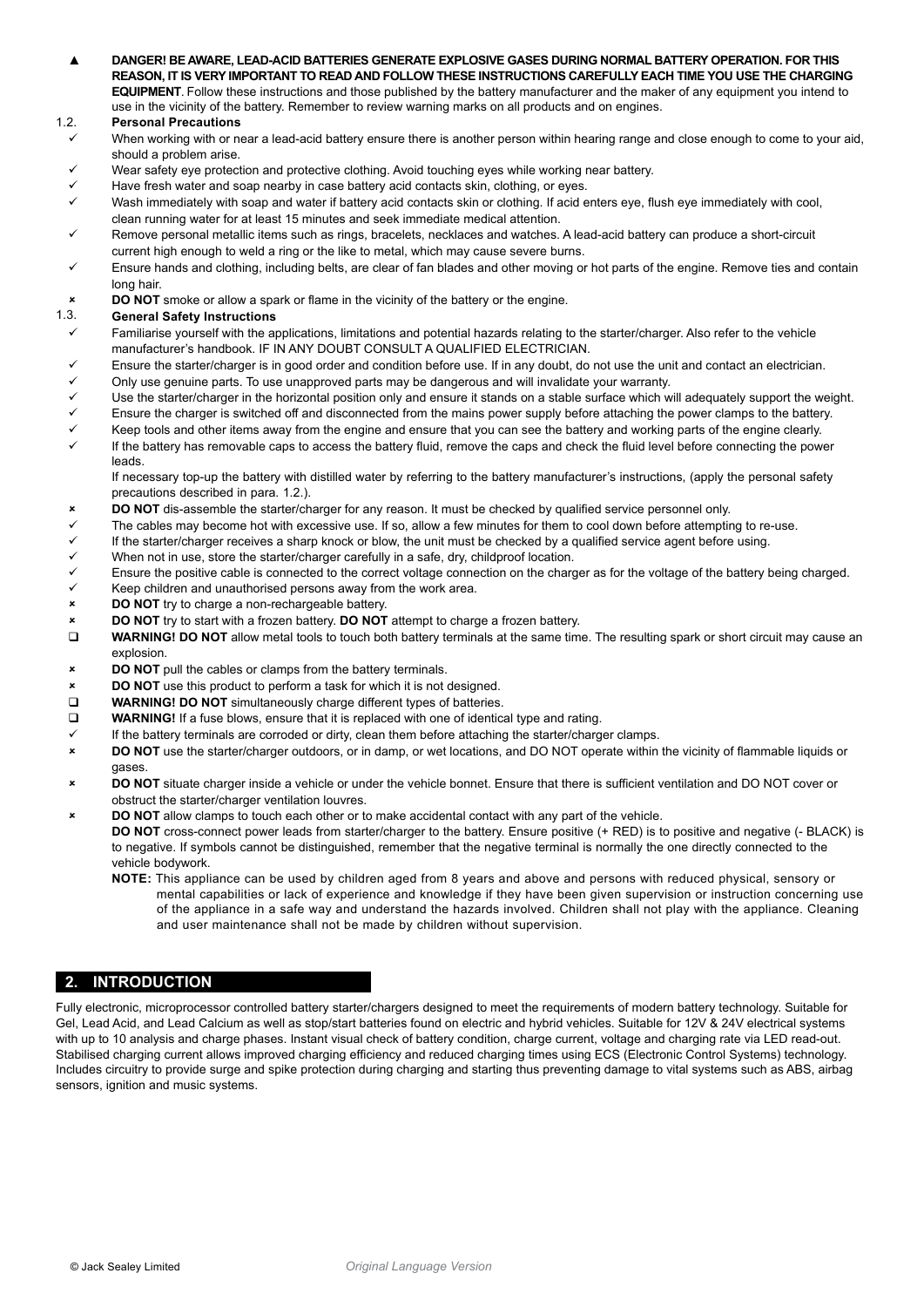▲ **DANGER! BE AWARE, LEAD-ACID BATTERIES GENERATE EXPLOSIVE GASES DURING NORMAL BATTERY OPERATION. FOR THIS REASON, IT IS VERY IMPORTANT TO READ AND FOLLOW THESE INSTRUCTIONS CAREFULLY EACH TIME YOU USE THE CHARGING EQUIPMENT**. Follow these instructions and those published by the battery manufacturer and the maker of any equipment you intend to use in the vicinity of the battery. Remember to review warning marks on all products and on engines.

### 1.2. Personal Precautions

- ✓ When working with or near a lead-acid battery ensure there is another person within hearing range and close enough to come to your aid, should a problem arise.
- ✓ Wear safety eye protection and protective clothing. Avoid touching eyes while working near battery.
- ✓ Have fresh water and soap nearby in case battery acid contacts skin, clothing, or eyes.
- ✓ Wash immediately with soap and water if battery acid contacts skin or clothing. If acid enters eye, flush eye immediately with cool, clean running water for at least 15 minutes and seek immediate medical attention.
- ✓ Remove personal metallic items such as rings, bracelets, necklaces and watches. A lead-acid battery can produce a short-circuit current high enough to weld a ring or the like to metal, which may cause severe burns.
- ✓ Ensure hands and clothing, including belts, are clear of fan blades and other moving or hot parts of the engine. Remove ties and contain long hair.
- ✗ **DO NOT** smoke or allow a spark or flame in the vicinity of the battery or the engine.

### 1.3. General Safety Instructions

- ✓ Familiarise yourself with the applications, limitations and potential hazards relating to the starter/charger. Also refer to the vehicle manufacturer's handbook. IF IN ANY DOUBT CONSULT A QUALIFIED ELECTRICIAN.
- ✓ Ensure the starter/charger is in good order and condition before use. If in any doubt, do not use the unit and contact an electrician.
- ✓ Only use genuine parts. To use unapproved parts may be dangerous and will invalidate your warranty.
- ✓ Use the starter/charger in the horizontal position only and ensure it stands on a stable surface which will adequately support the weight.
- ✓ Ensure the charger is switched off and disconnected from the mains power supply before attaching the power clamps to the battery.
- ✓ Keep tools and other items away from the engine and ensure that you can see the battery and working parts of the engine clearly.
- ✓ If the battery has removable caps to access the battery fluid, remove the caps and check the fluid level before connecting the power leads.
  If necessary top-up the battery with distilled water by referring to the battery manufacturer's instructions, (apply the personal safety precautions described in para. 1.2.).
- ✗ **DO NOT** dis-assemble the starter/charger for any reason. It must be checked by qualified service personnel only.
- ✓ The cables may become hot with excessive use. If so, allow a few minutes for them to cool down before attempting to re-use.
- ✓ If the starter/charger receives a sharp knock or blow, the unit must be checked by a qualified service agent before using.
- ✓ When not in use, store the starter/charger carefully in a safe, dry, childproof location.
- ✓ Ensure the positive cable is connected to the correct voltage connection on the charger as for the voltage of the battery being charged.
- ✓ Keep children and unauthorised persons away from the work area.
- ✗ **DO NOT** try to charge a non-rechargeable battery.
- ✗ **DO NOT** try to start with a frozen battery. **DO NOT** attempt to charge a frozen battery.
- ☐ **WARNING! DO NOT** allow metal tools to touch both battery terminals at the same time. The resulting spark or short circuit may cause an explosion.
- ✗ **DO NOT** pull the cables or clamps from the battery terminals.
- ✗ **DO NOT** use this product to perform a task for which it is not designed.
- ☐ **WARNING! DO NOT** simultaneously charge different types of batteries.
- ☐ **WARNING!** If a fuse blows, ensure that it is replaced with one of identical type and rating.
- ✓ If the battery terminals are corroded or dirty, clean them before attaching the starter/charger clamps.
- ✗ **DO NOT** use the starter/charger outdoors, or in damp, or wet locations, and DO NOT operate within the vicinity of flammable liquids or gases.
- ✗ **DO NOT** situate charger inside a vehicle or under the vehicle bonnet. Ensure that there is sufficient ventilation and DO NOT cover or obstruct the starter/charger ventilation louvres.
- ✗ **DO NOT** allow clamps to touch each other or to make accidental contact with any part of the vehicle.
  **DO NOT** cross-connect power leads from starter/charger to the battery. Ensure positive (+ RED) is to positive and negative (- BLACK) is to negative. If symbols cannot be distinguished, remember that the negative terminal is normally the one directly connected to the vehicle bodywork.

**NOTE:** This appliance can be used by children aged from 8 years and above and persons with reduced physical, sensory or mental capabilities or lack of experience and knowledge if they have been given supervision or instruction concerning use of the appliance in a safe way and understand the hazards involved. Children shall not play with the appliance. Cleaning and user maintenance shall not be made by children without supervision.

## 2. INTRODUCTION

Fully electronic, microprocessor controlled battery starter/chargers designed to meet the requirements of modern battery technology. Suitable for Gel, Lead Acid, and Lead Calcium as well as stop/start batteries found on electric and hybrid vehicles. Suitable for 12V & 24V electrical systems with up to 10 analysis and charge phases. Instant visual check of battery condition, charge current, voltage and charging rate via LED read-out. Stabilised charging current allows improved charging efficiency and reduced charging times using ECS (Electronic Control Systems) technology. Includes circuitry to provide surge and spike protection during charging and starting thus preventing damage to vital systems such as ABS, airbag sensors, ignition and music systems.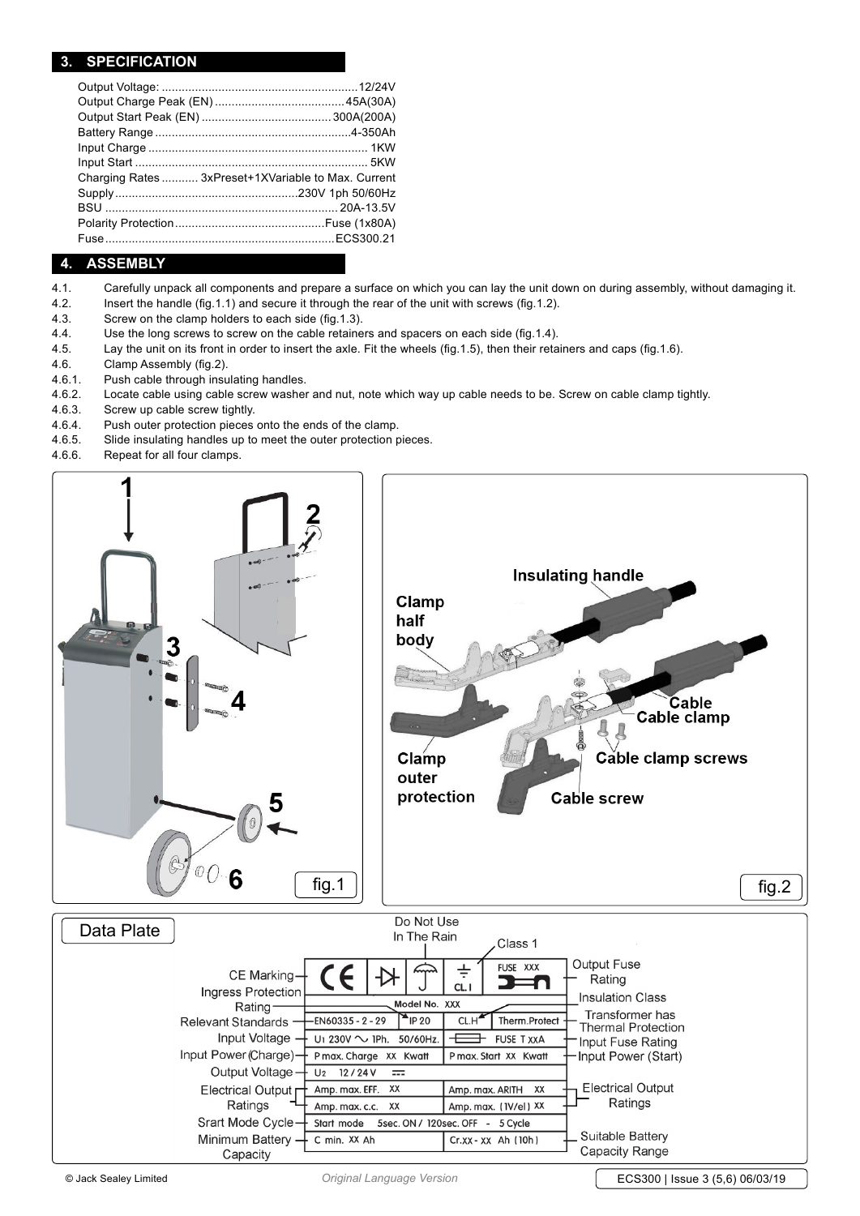## 3. SPECIFICATION

| | |
|---|---|
| Output Voltage: | 12/24V |
| Output Charge Peak (EN) | 45A(30A) |
| Output Start Peak (EN) | 300A(200A) |
| Battery Range | 4-350Ah |
| Input Charge | 1KW |
| Input Start | 5KW |
| Charging Rates | 3xPreset+1XVariable to Max. Current |
| Supply | 230V 1ph 50/60Hz |
| BSU | 20A-13.5V |
| Polarity Protection | Fuse (1x80A) |
| Fuse | ECS300.21 |

## 4. ASSEMBLY

4.1. Carefully unpack all components and prepare a surface on which you can lay the unit down on during assembly, without damaging it.

4.2. Insert the handle (fig.1.1) and secure it through the rear of the unit with screws (fig.1.2).

4.3. Screw on the clamp holders to each side (fig.1.3).

4.4. Use the long screws to screw on the cable retainers and spacers on each side (fig.1.4).

4.5. Lay the unit on its front in order to insert the axle. Fit the wheels (fig.1.5), then their retainers and caps (fig.1.6).

4.6. Clamp Assembly (fig.2).

4.6.1. Push cable through insulating handles.

4.6.2. Locate cable using cable screw washer and nut, note which way up cable needs to be. Screw on cable clamp tightly.

4.6.3. Screw up cable screw tightly.

4.6.4. Push outer protection pieces onto the ends of the clamp.

4.6.5. Slide insulating handles up to meet the outer protection pieces.

4.6.6. Repeat for all four clamps.

fig.1

Insulating handle, Clamp half body, Cable, Cable clamp, Clamp outer protection, Cable clamp screws, Cable screw

fig.2

Data Plate

| Label | Plate | | Label |
|---|---|---|---|
| CE Marking / Do Not Use In The Rain / Class 1 | CE, symbols, CL.I | FUSE XXX | Output Fuse Rating |
| Ingress Protection Rating | Model No. XXX | | Insulation Class |
| Relevant Standards | EN60335 - 2 - 29 / IP 20 | CL.H / Therm.Protect | Transformer has Thermal Protection |
| Input Voltage | U1 230V ~ 1Ph. 50/60Hz. | FUSE T xxA | Input Fuse Rating |
| Input Power (Charge) | P max. Charge XX Kwatt | P max. Start XX Kwatt | Input Power (Start) |
| Output Voltage | U2 12 / 24 V | | |
| Electrical Output Ratings | Amp. max. EFF. XX | Amp. max. ARITH XX | Electrical Output Ratings |
| | Amp. max. c.c. XX | Amp. max. (1V/el) XX | |
| Srart Mode Cycle | Start mode 5sec. ON / 120sec. OFF - 5 Cycle | | |
| Minimum Battery Capacity | C min. XX Ah | Cr.xx - xx Ah (10h) | Suitable Battery Capacity Range |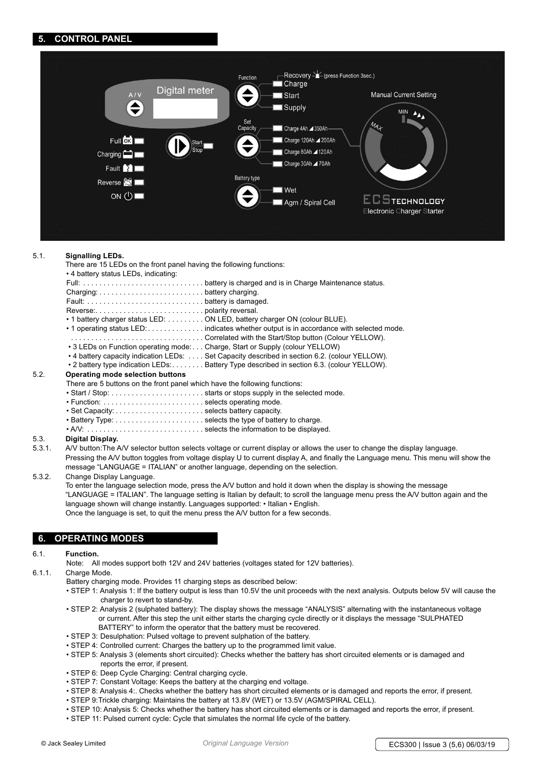## 5. CONTROL PANEL

### 5.1. Signalling LEDs.

There are 15 LEDs on the front panel having the following functions:

- 4 battery status LEDs, indicating:

Full: . . . . . . . . . . . . . . . . . . . . . . . . . . . . . battery is charged and is in Charge Maintenance status.
Charging: . . . . . . . . . . . . . . . . . . . . . . . . . . battery charging.
Fault: . . . . . . . . . . . . . . . . . . . . . . . . . . . . . battery is damaged.
Reverse:. . . . . . . . . . . . . . . . . . . . . . . . . . . polarity reversal.

- 1 battery charger status LED: . . . . . . . . . ON LED, battery charger ON (colour BLUE).
- 1 operating status LED: . . . . . . . . . . . . . . indicates whether output is in accordance with selected mode.
  . . . . . . . . . . . . . . . . . . . . . . . . . . . . . . . . . Correlated with the Start/Stop button (Colour YELLOW).
- 3 LEDs on Function operating mode: . . . Charge, Start or Supply (colour YELLOW)
- 4 battery capacity indication LEDs: . . . . Set Capacity described in section 6.2. (colour YELLOW).
- 2 battery type indication LEDs: . . . . . . . . Battery Type described in section 6.3. (colour YELLOW).

### 5.2. Operating mode selection buttons

There are 5 buttons on the front panel which have the following functions:

- Start / Stop: . . . . . . . . . . . . . . . . . . . . . . . starts or stops supply in the selected mode.
- Function: . . . . . . . . . . . . . . . . . . . . . . . . . selects operating mode.
- Set Capacity: . . . . . . . . . . . . . . . . . . . . . . selects battery capacity.
- Battery Type: . . . . . . . . . . . . . . . . . . . . . . selects the type of battery to charge.
- A/V: . . . . . . . . . . . . . . . . . . . . . . . . . . . . selects the information to be displayed.

### 5.3. Digital Display.

5.3.1. A/V button:The A/V selector button selects voltage or current display or allows the user to change the display language. Pressing the A/V button toggles from voltage display U to current display A, and finally the Language menu. This menu will show the message "LANGUAGE = ITALIAN" or another language, depending on the selection.

5.3.2. Change Display Language.
To enter the language selection mode, press the A/V button and hold it down when the display is showing the message "LANGUAGE = ITALIAN". The language setting is Italian by default; to scroll the language menu press the A/V button again and the language shown will change instantly. Languages supported: • Italian • English.
Once the language is set, to quit the menu press the A/V button for a few seconds.

## 6. OPERATING MODES

### 6.1. Function.

Note: All modes support both 12V and 24V batteries (voltages stated for 12V batteries).

6.1.1. Charge Mode.
Battery charging mode. Provides 11 charging steps as described below:

- STEP 1: Analysis 1: If the battery output is less than 10.5V the unit proceeds with the next analysis. Outputs below 5V will cause the charger to revert to stand-by.
- STEP 2: Analysis 2 (sulphated battery): The display shows the message "ANALYSIS" alternating with the instantaneous voltage or current. After this step the unit either starts the charging cycle directly or it displays the message "SULPHATED BATTERY" to inform the operator that the battery must be recovered.
- STEP 3: Desulphation: Pulsed voltage to prevent sulphation of the battery.
- STEP 4: Controlled current: Charges the battery up to the programmed limit value.
- STEP 5: Analysis 3 (elements short circuited): Checks whether the battery has short circuited elements or is damaged and reports the error, if present.
- STEP 6: Deep Cycle Charging: Central charging cycle.
- STEP 7: Constant Voltage: Keeps the battery at the charging end voltage.
- STEP 8: Analysis 4:. Checks whether the battery has short circuited elements or is damaged and reports the error, if present.
- STEP 9:Trickle charging: Maintains the battery at 13.8V (WET) or 13.5V (AGM/SPIRAL CELL).
- STEP 10: Analysis 5: Checks whether the battery has short circuited elements or is damaged and reports the error, if present.
- STEP 11: Pulsed current cycle: Cycle that simulates the normal life cycle of the battery.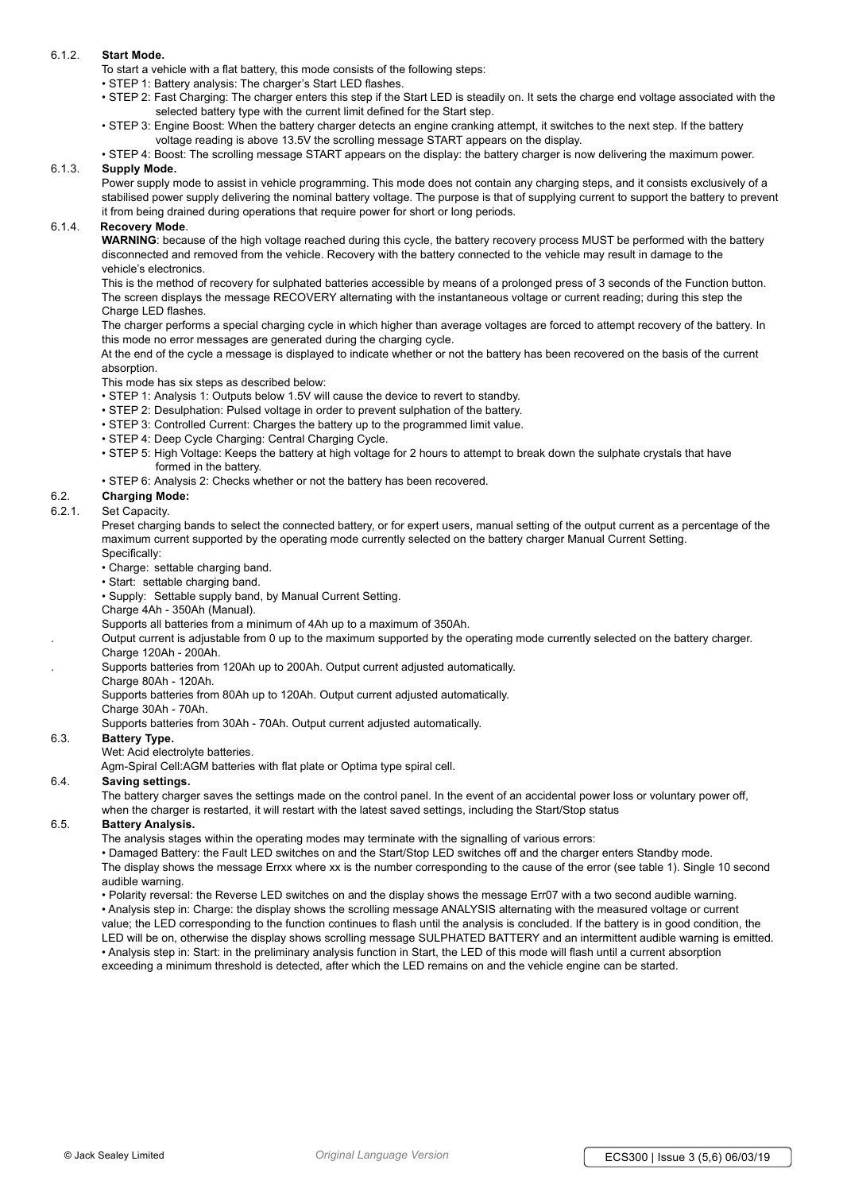### 6.1.2. Start Mode.

To start a vehicle with a flat battery, this mode consists of the following steps:

- STEP 1: Battery analysis: The charger's Start LED flashes.
- STEP 2: Fast Charging: The charger enters this step if the Start LED is steadily on. It sets the charge end voltage associated with the selected battery type with the current limit defined for the Start step.
- STEP 3: Engine Boost: When the battery charger detects an engine cranking attempt, it switches to the next step. If the battery voltage reading is above 13.5V the scrolling message START appears on the display.
- STEP 4: Boost: The scrolling message START appears on the display: the battery charger is now delivering the maximum power.

### 6.1.3. Supply Mode.

Power supply mode to assist in vehicle programming. This mode does not contain any charging steps, and it consists exclusively of a stabilised power supply delivering the nominal battery voltage. The purpose is that of supplying current to support the battery to prevent it from being drained during operations that require power for short or long periods.

### 6.1.4. Recovery Mode.

**WARNING**: because of the high voltage reached during this cycle, the battery recovery process MUST be performed with the battery disconnected and removed from the vehicle. Recovery with the battery connected to the vehicle may result in damage to the vehicle's electronics.

This is the method of recovery for sulphated batteries accessible by means of a prolonged press of 3 seconds of the Function button. The screen displays the message RECOVERY alternating with the instantaneous voltage or current reading; during this step the Charge LED flashes.

The charger performs a special charging cycle in which higher than average voltages are forced to attempt recovery of the battery. In this mode no error messages are generated during the charging cycle.

At the end of the cycle a message is displayed to indicate whether or not the battery has been recovered on the basis of the current absorption.

This mode has six steps as described below:

- STEP 1: Analysis 1: Outputs below 1.5V will cause the device to revert to standby.
- STEP 2: Desulphation: Pulsed voltage in order to prevent sulphation of the battery.
- STEP 3: Controlled Current: Charges the battery up to the programmed limit value.
- STEP 4: Deep Cycle Charging: Central Charging Cycle.
- STEP 5: High Voltage: Keeps the battery at high voltage for 2 hours to attempt to break down the sulphate crystals that have formed in the battery.
- STEP 6: Analysis 2: Checks whether or not the battery has been recovered.

## 6.2. Charging Mode:

### 6.2.1. Set Capacity.

Preset charging bands to select the connected battery, or for expert users, manual setting of the output current as a percentage of the maximum current supported by the operating mode currently selected on the battery charger Manual Current Setting.

Specifically:

- Charge: settable charging band.
- Start: settable charging band.
- Supply: Settable supply band, by Manual Current Setting.

Charge 4Ah - 350Ah (Manual).

Supports all batteries from a minimum of 4Ah up to a maximum of 350Ah.

Output current is adjustable from 0 up to the maximum supported by the operating mode currently selected on the battery charger.

Charge 120Ah - 200Ah.

Supports batteries from 120Ah up to 200Ah. Output current adjusted automatically.

Charge 80Ah - 120Ah.

Supports batteries from 80Ah up to 120Ah. Output current adjusted automatically.

Charge 30Ah - 70Ah.

Supports batteries from 30Ah - 70Ah. Output current adjusted automatically.

## 6.3. Battery Type.

Wet: Acid electrolyte batteries.

Agm-Spiral Cell:AGM batteries with flat plate or Optima type spiral cell.

## 6.4. Saving settings.

The battery charger saves the settings made on the control panel. In the event of an accidental power loss or voluntary power off, when the charger is restarted, it will restart with the latest saved settings, including the Start/Stop status

## 6.5. Battery Analysis.

The analysis stages within the operating modes may terminate with the signalling of various errors:

- Damaged Battery: the Fault LED switches on and the Start/Stop LED switches off and the charger enters Standby mode.

The display shows the message Errxx where xx is the number corresponding to the cause of the error (see table 1). Single 10 second audible warning.

- Polarity reversal: the Reverse LED switches on and the display shows the message Err07 with a two second audible warning.
- Analysis step in: Charge: the display shows the scrolling message ANALYSIS alternating with the measured voltage or current value; the LED corresponding to the function continues to flash until the analysis is concluded. If the battery is in good condition, the LED will be on, otherwise the display shows scrolling message SULPHATED BATTERY and an intermittent audible warning is emitted.
- Analysis step in: Start: in the preliminary analysis function in Start, the LED of this mode will flash until a current absorption exceeding a minimum threshold is detected, after which the LED remains on and the vehicle engine can be started.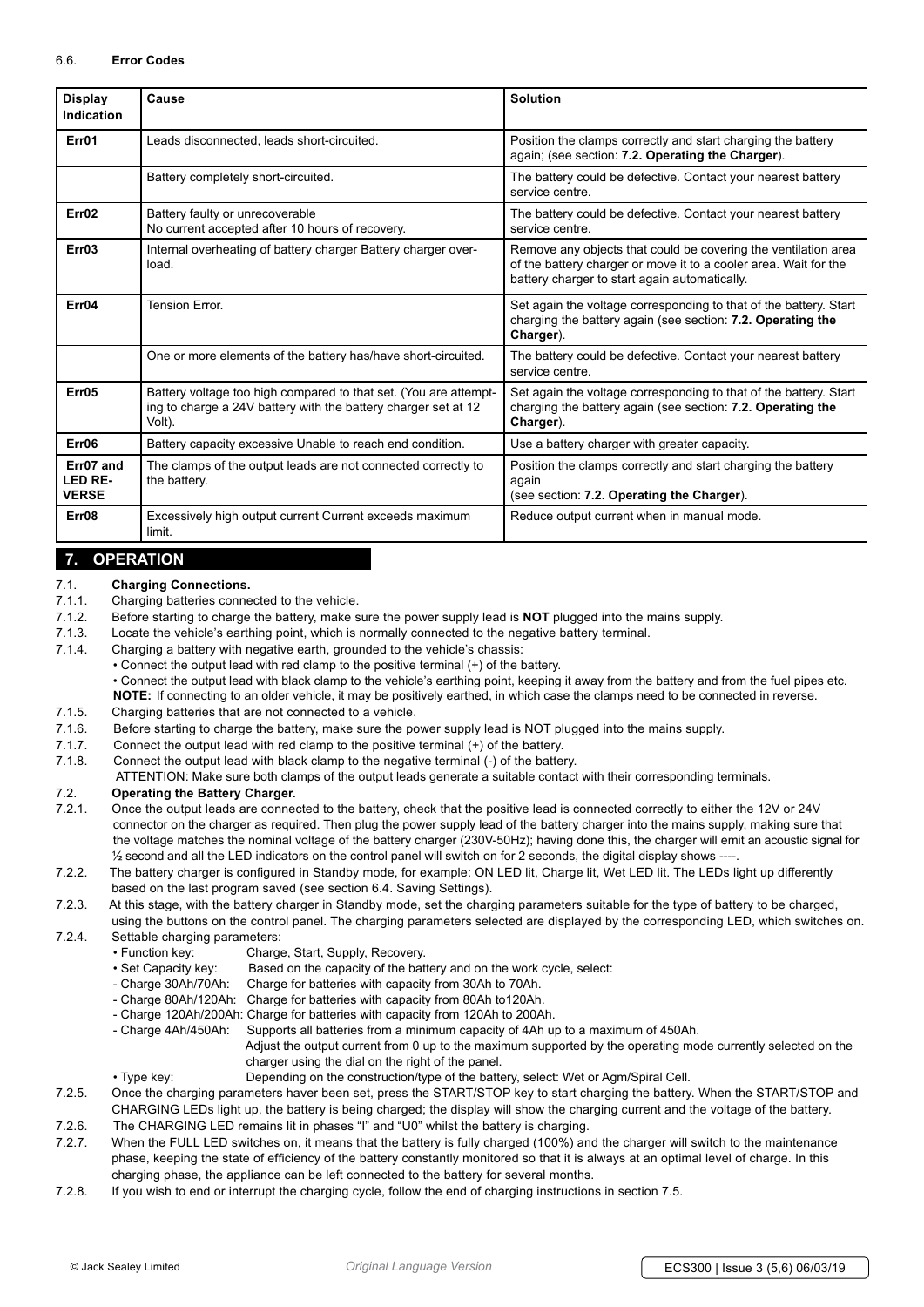### 6.6. Error Codes

| Display Indication | Cause | Solution |
|---|---|---|
| **Err01** | Leads disconnected, leads short-circuited. | Position the clamps correctly and start charging the battery again; (see section: **7.2. Operating the Charger**). |
| | Battery completely short-circuited. | The battery could be defective. Contact your nearest battery service centre. |
| **Err02** | Battery faulty or unrecoverable<br>No current accepted after 10 hours of recovery. | The battery could be defective. Contact your nearest battery service centre. |
| **Err03** | Internal overheating of battery charger Battery charger over-load. | Remove any objects that could be covering the ventilation area of the battery charger or move it to a cooler area. Wait for the battery charger to start again automatically. |
| **Err04** | Tension Error. | Set again the voltage corresponding to that of the battery. Start charging the battery again (see section: **7.2. Operating the Charger**). |
| | One or more elements of the battery has/have short-circuited. | The battery could be defective. Contact your nearest battery service centre. |
| **Err05** | Battery voltage too high compared to that set. (You are attempt-ing to charge a 24V battery with the battery charger set at 12 Volt). | Set again the voltage corresponding to that of the battery. Start charging the battery again (see section: **7.2. Operating the Charger**). |
| **Err06** | Battery capacity excessive Unable to reach end condition. | Use a battery charger with greater capacity. |
| **Err07 and LED RE-VERSE** | The clamps of the output leads are not connected correctly to the battery. | Position the clamps correctly and start charging the battery again<br>(see section: **7.2. Operating the Charger**). |
| **Err08** | Excessively high output current Current exceeds maximum limit. | Reduce output current when in manual mode. |

## 7. OPERATION

7.1. **Charging Connections.**

7.1.1. Charging batteries connected to the vehicle.

7.1.2. Before starting to charge the battery, make sure the power supply lead is **NOT** plugged into the mains supply.

7.1.3. Locate the vehicle's earthing point, which is normally connected to the negative battery terminal.

7.1.4. Charging a battery with negative earth, grounded to the vehicle's chassis:

- Connect the output lead with red clamp to the positive terminal (+) of the battery.
- Connect the output lead with black clamp to the vehicle's earthing point, keeping it away from the battery and from the fuel pipes etc.

**NOTE:** If connecting to an older vehicle, it may be positively earthed, in which case the clamps need to be connected in reverse.

7.1.5. Charging batteries that are not connected to a vehicle.

7.1.6. Before starting to charge the battery, make sure the power supply lead is NOT plugged into the mains supply.

7.1.7. Connect the output lead with red clamp to the positive terminal (+) of the battery.

7.1.8. Connect the output lead with black clamp to the negative terminal (-) of the battery.

ATTENTION: Make sure both clamps of the output leads generate a suitable contact with their corresponding terminals.

7.2. **Operating the Battery Charger.**

7.2.1. Once the output leads are connected to the battery, check that the positive lead is connected correctly to either the 12V or 24V connector on the charger as required. Then plug the power supply lead of the battery charger into the mains supply, making sure that the voltage matches the nominal voltage of the battery charger (230V-50Hz); having done this, the charger will emit an acoustic signal for ½ second and all the LED indicators on the control panel will switch on for 2 seconds, the digital display shows ----.

7.2.2. The battery charger is configured in Standby mode, for example: ON LED lit, Charge lit, Wet LED lit. The LEDs light up differently based on the last program saved (see section 6.4. Saving Settings).

7.2.3. At this stage, with the battery charger in Standby mode, set the charging parameters suitable for the type of battery to be charged, using the buttons on the control panel. The charging parameters selected are displayed by the corresponding LED, which switches on.

7.2.4. Settable charging parameters:

- Function key: Charge, Start, Supply, Recovery.
- Set Capacity key: Based on the capacity of the battery and on the work cycle, select:
  - Charge 30Ah/70Ah: Charge for batteries with capacity from 30Ah to 70Ah.
  - Charge 80Ah/120Ah: Charge for batteries with capacity from 80Ah to120Ah.
  - Charge 120Ah/200Ah: Charge for batteries with capacity from 120Ah to 200Ah.
  - Charge 4Ah/450Ah: Supports all batteries from a minimum capacity of 4Ah up to a maximum of 450Ah. Adjust the output current from 0 up to the maximum supported by the operating mode currently selected on the charger using the dial on the right of the panel.
- Type key: Depending on the construction/type of the battery, select: Wet or Agm/Spiral Cell.

7.2.5. Once the charging parameters haver been set, press the START/STOP key to start charging the battery. When the START/STOP and CHARGING LEDs light up, the battery is being charged; the display will show the charging current and the voltage of the battery.

7.2.6. The CHARGING LED remains lit in phases "I" and "U0" whilst the battery is charging.

7.2.7. When the FULL LED switches on, it means that the battery is fully charged (100%) and the charger will switch to the maintenance phase, keeping the state of efficiency of the battery constantly monitored so that it is always at an optimal level of charge. In this charging phase, the appliance can be left connected to the battery for several months.

7.2.8. If you wish to end or interrupt the charging cycle, follow the end of charging instructions in section 7.5.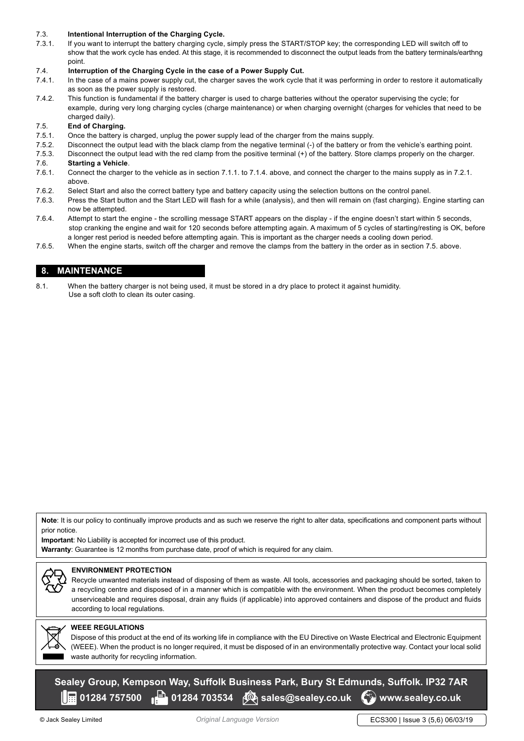7.3. **Intentional Interruption of the Charging Cycle.**

7.3.1. If you want to interrupt the battery charging cycle, simply press the START/STOP key; the corresponding LED will switch off to show that the work cycle has ended. At this stage, it is recommended to disconnect the output leads from the battery terminals/earthng point.

7.4. **Interruption of the Charging Cycle in the case of a Power Supply Cut.**

7.4.1. In the case of a mains power supply cut, the charger saves the work cycle that it was performing in order to restore it automatically as soon as the power supply is restored.

7.4.2. This function is fundamental if the battery charger is used to charge batteries without the operator supervising the cycle; for example, during very long charging cycles (charge maintenance) or when charging overnight (charges for vehicles that need to be charged daily).

7.5. **End of Charging.**

7.5.1. Once the battery is charged, unplug the power supply lead of the charger from the mains supply.

7.5.2. Disconnect the output lead with the black clamp from the negative terminal (-) of the battery or from the vehicle's earthing point.

7.5.3. Disconnect the output lead with the red clamp from the positive terminal (+) of the battery. Store clamps properly on the charger.

7.6. **Starting a Vehicle**.

7.6.1. Connect the charger to the vehicle as in section 7.1.1. to 7.1.4. above, and connect the charger to the mains supply as in 7.2.1. above.

7.6.2. Select Start and also the correct battery type and battery capacity using the selection buttons on the control panel.

7.6.3. Press the Start button and the Start LED will flash for a while (analysis), and then will remain on (fast charging). Engine starting can now be attempted.

7.6.4. Attempt to start the engine - the scrolling message START appears on the display - if the engine doesn't start within 5 seconds, stop cranking the engine and wait for 120 seconds before attempting again. A maximum of 5 cycles of starting/resting is OK, before a longer rest period is needed before attempting again. This is important as the charger needs a cooling down period.

7.6.5. When the engine starts, switch off the charger and remove the clamps from the battery in the order as in section 7.5. above.

## 8. MAINTENANCE

8.1. When the battery charger is not being used, it must be stored in a dry place to protect it against humidity. Use a soft cloth to clean its outer casing.

**Note**: It is our policy to continually improve products and as such we reserve the right to alter data, specifications and component parts without prior notice.

**Important**: No Liability is accepted for incorrect use of this product.

**Warranty**: Guarantee is 12 months from purchase date, proof of which is required for any claim.

**ENVIRONMENT PROTECTION**

Recycle unwanted materials instead of disposing of them as waste. All tools, accessories and packaging should be sorted, taken to a recycling centre and disposed of in a manner which is compatible with the environment. When the product becomes completely unserviceable and requires disposal, drain any fluids (if applicable) into approved containers and dispose of the product and fluids according to local regulations.

**WEEE REGULATIONS**

Dispose of this product at the end of its working life in compliance with the EU Directive on Waste Electrical and Electronic Equipment (WEEE). When the product is no longer required, it must be disposed of in an environmentally protective way. Contact your local solid waste authority for recycling information.

**Sealey Group, Kempson Way, Suffolk Business Park, Bury St Edmunds, Suffolk. IP32 7AR**

**01284 757500 01284 703534 sales@sealey.co.uk www.sealey.co.uk**

© Jack Sealey Limited *Original Language Version* ECS300 | Issue 3 (5,6) 06/03/19